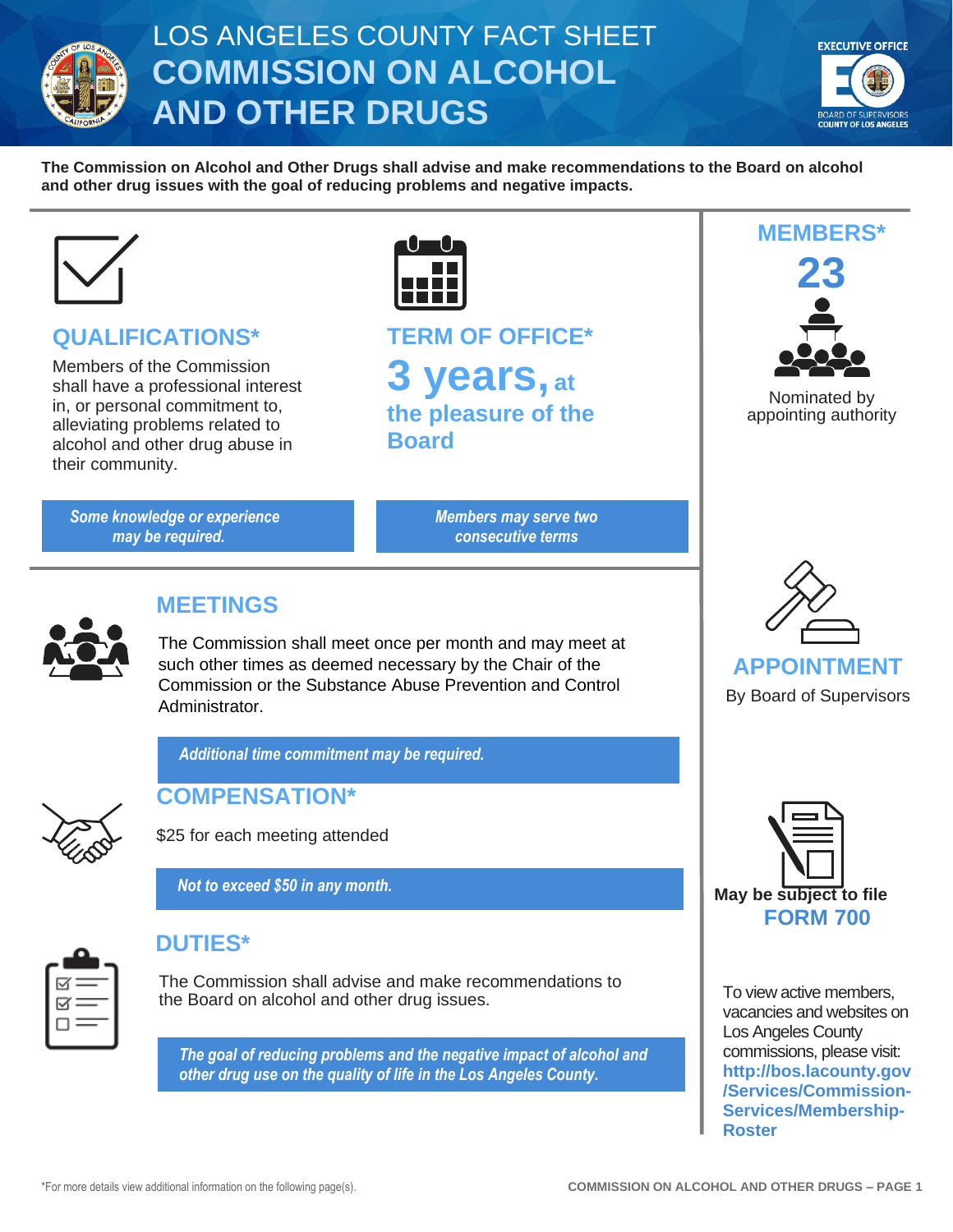# LOS ANGELES COUNTY FACT SHEET
# COMMISSION ON ALCOHOL AND OTHER DRUGS

EXECUTIVE OFFICE
BOARD OF SUPERVISORS
COUNTY OF LOS ANGELES

**The Commission on Alcohol and Other Drugs shall advise and make recommendations to the Board on alcohol and other drug issues with the goal of reducing problems and negative impacts.**

## QUALIFICATIONS*

Members of the Commission shall have a professional interest in, or personal commitment to, alleviating problems related to alcohol and other drug abuse in their community.

*Some knowledge or experience may be required.*

## TERM OF OFFICE*

**3 years, at the pleasure of the Board**

*Members may serve two consecutive terms*

## MEMBERS*

**23**

Nominated by appointing authority

## MEETINGS

The Commission shall meet once per month and may meet at such other times as deemed necessary by the Chair of the Commission or the Substance Abuse Prevention and Control Administrator.

*Additional time commitment may be required.*

## APPOINTMENT

By Board of Supervisors

## COMPENSATION*

$25 for each meeting attended

*Not to exceed $50 in any month.*

**May be subject to file**
**FORM 700**

## DUTIES*

The Commission shall advise and make recommendations to the Board on alcohol and other drug issues.

*The goal of reducing problems and the negative impact of alcohol and other drug use on the quality of life in the Los Angeles County.*

To view active members, vacancies and websites on Los Angeles County commissions, please visit: **http://bos.lacounty.gov/Services/Commission-Services/Membership-Roster**

*For more details view additional information on the following page(s).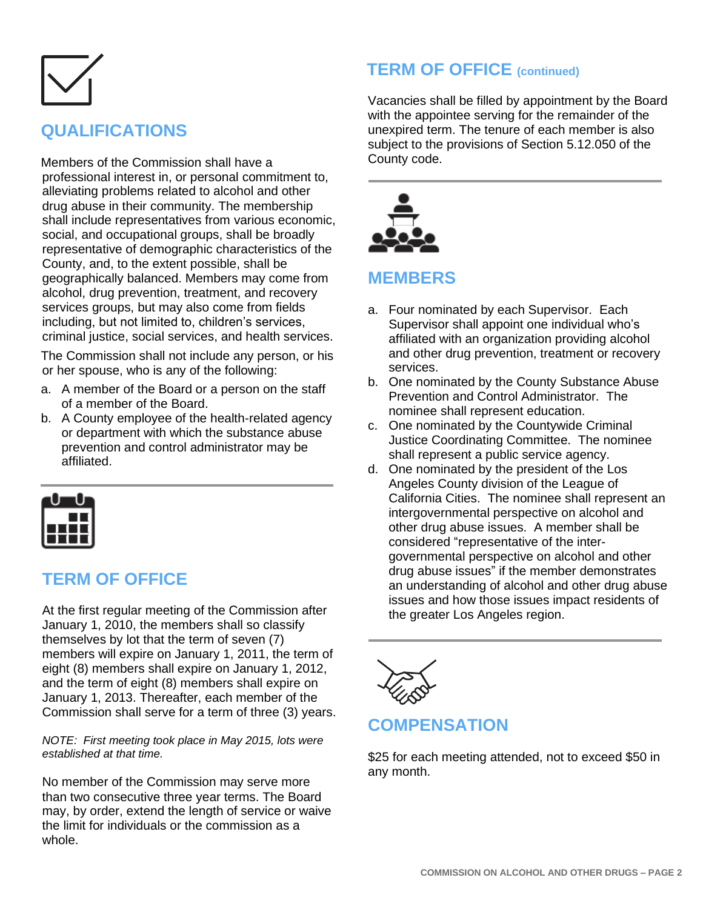## QUALIFICATIONS

Members of the Commission shall have a professional interest in, or personal commitment to, alleviating problems related to alcohol and other drug abuse in their community. The membership shall include representatives from various economic, social, and occupational groups, shall be broadly representative of demographic characteristics of the County, and, to the extent possible, shall be geographically balanced. Members may come from alcohol, drug prevention, treatment, and recovery services groups, but may also come from fields including, but not limited to, children's services, criminal justice, social services, and health services.

The Commission shall not include any person, or his or her spouse, who is any of the following:

a. A member of the Board or a person on the staff of a member of the Board.
b. A County employee of the health-related agency or department with which the substance abuse prevention and control administrator may be affiliated.

## TERM OF OFFICE

At the first regular meeting of the Commission after January 1, 2010, the members shall so classify themselves by lot that the term of seven (7) members will expire on January 1, 2011, the term of eight (8) members shall expire on January 1, 2012, and the term of eight (8) members shall expire on January 1, 2013. Thereafter, each member of the Commission shall serve for a term of three (3) years.

*NOTE: First meeting took place in May 2015, lots were established at that time.*

No member of the Commission may serve more than two consecutive three year terms. The Board may, by order, extend the length of service or waive the limit for individuals or the commission as a whole.

## TERM OF OFFICE (continued)

Vacancies shall be filled by appointment by the Board with the appointee serving for the remainder of the unexpired term. The tenure of each member is also subject to the provisions of Section 5.12.050 of the County code.

## MEMBERS

a. Four nominated by each Supervisor. Each Supervisor shall appoint one individual who's affiliated with an organization providing alcohol and other drug prevention, treatment or recovery services.
b. One nominated by the County Substance Abuse Prevention and Control Administrator. The nominee shall represent education.
c. One nominated by the Countywide Criminal Justice Coordinating Committee. The nominee shall represent a public service agency.
d. One nominated by the president of the Los Angeles County division of the League of California Cities. The nominee shall represent an intergovernmental perspective on alcohol and other drug abuse issues. A member shall be considered "representative of the inter-governmental perspective on alcohol and other drug abuse issues" if the member demonstrates an understanding of alcohol and other drug abuse issues and how those issues impact residents of the greater Los Angeles region.

## COMPENSATION

$25 for each meeting attended, not to exceed $50 in any month.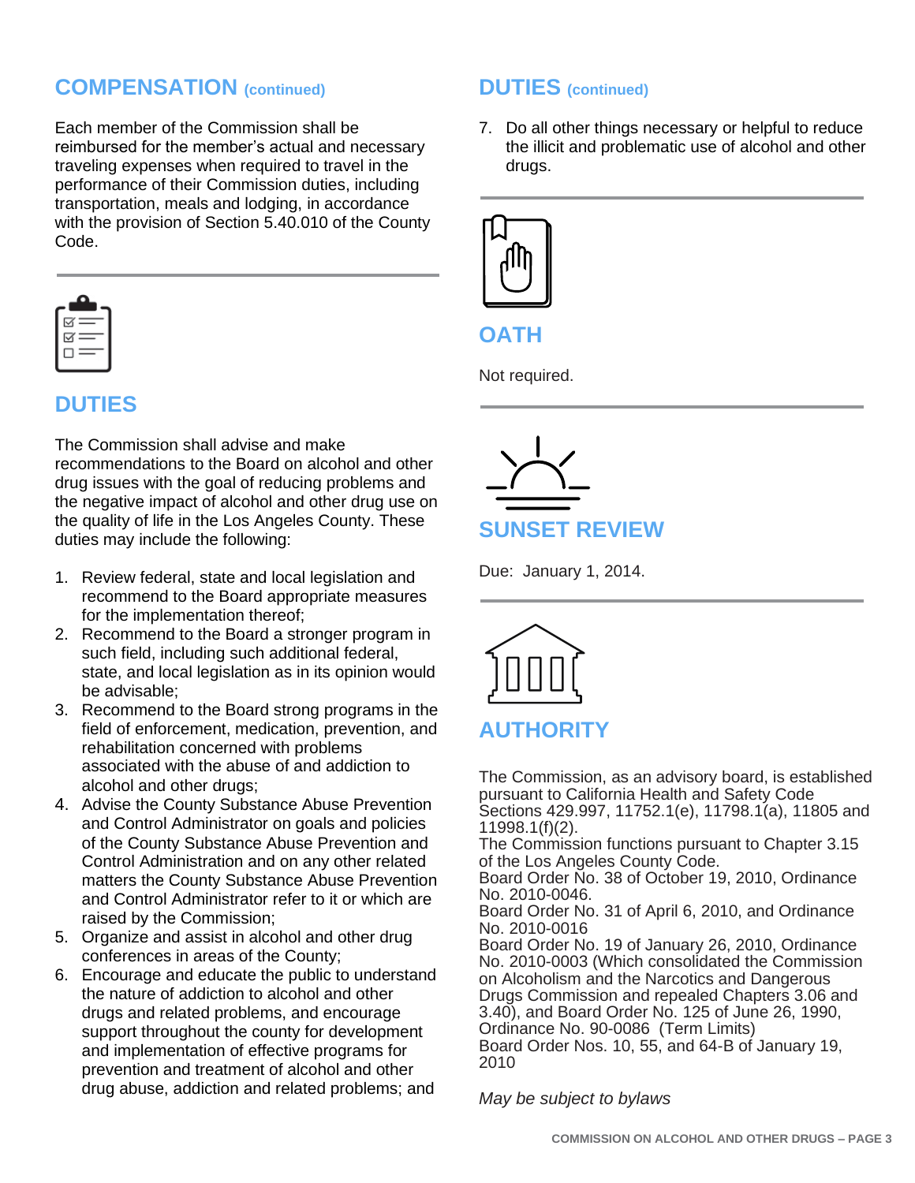## COMPENSATION (continued)

Each member of the Commission shall be reimbursed for the member's actual and necessary traveling expenses when required to travel in the performance of their Commission duties, including transportation, meals and lodging, in accordance with the provision of Section 5.40.010 of the County Code.

## DUTIES

The Commission shall advise and make recommendations to the Board on alcohol and other drug issues with the goal of reducing problems and the negative impact of alcohol and other drug use on the quality of life in the Los Angeles County. These duties may include the following:

1. Review federal, state and local legislation and recommend to the Board appropriate measures for the implementation thereof;
2. Recommend to the Board a stronger program in such field, including such additional federal, state, and local legislation as in its opinion would be advisable;
3. Recommend to the Board strong programs in the field of enforcement, medication, prevention, and rehabilitation concerned with problems associated with the abuse of and addiction to alcohol and other drugs;
4. Advise the County Substance Abuse Prevention and Control Administrator on goals and policies of the County Substance Abuse Prevention and Control Administration and on any other related matters the County Substance Abuse Prevention and Control Administrator refer to it or which are raised by the Commission;
5. Organize and assist in alcohol and other drug conferences in areas of the County;
6. Encourage and educate the public to understand the nature of addiction to alcohol and other drugs and related problems, and encourage support throughout the county for development and implementation of effective programs for prevention and treatment of alcohol and other drug abuse, addiction and related problems; and

## DUTIES (continued)

7. Do all other things necessary or helpful to reduce the illicit and problematic use of alcohol and other drugs.

## OATH

Not required.

## SUNSET REVIEW

Due: January 1, 2014.

## AUTHORITY

The Commission, as an advisory board, is established pursuant to California Health and Safety Code Sections 429.997, 11752.1(e), 11798.1(a), 11805 and 11998.1(f)(2).

The Commission functions pursuant to Chapter 3.15 of the Los Angeles County Code.

Board Order No. 38 of October 19, 2010, Ordinance No. 2010-0046.

Board Order No. 31 of April 6, 2010, and Ordinance No. 2010-0016

Board Order No. 19 of January 26, 2010, Ordinance No. 2010-0003 (Which consolidated the Commission on Alcoholism and the Narcotics and Dangerous Drugs Commission and repealed Chapters 3.06 and 3.40), and Board Order No. 125 of June 26, 1990, Ordinance No. 90-0086 (Term Limits)

Board Order Nos. 10, 55, and 64-B of January 19, 2010

*May be subject to bylaws*